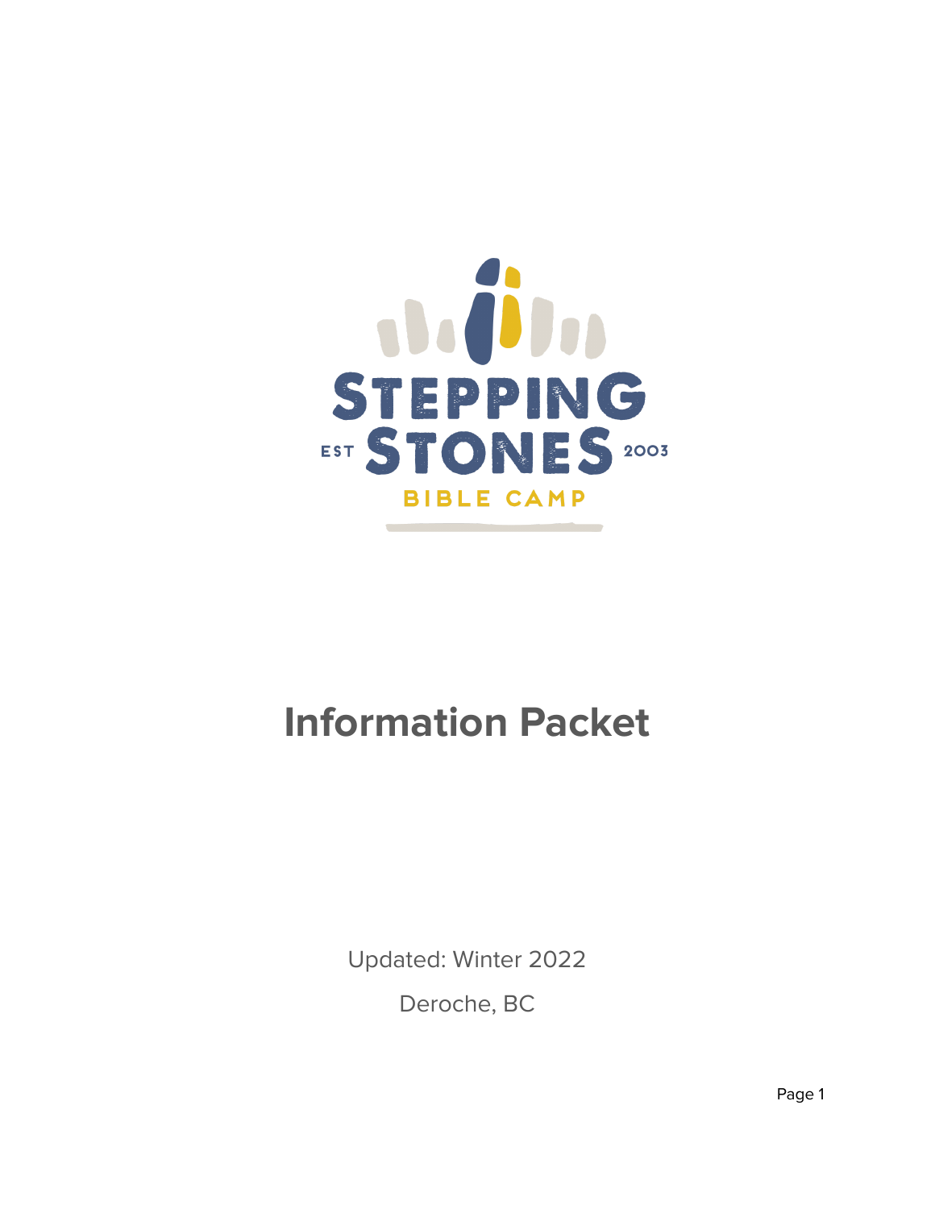EST STEPPING STONES 2003

BIBLE CAMP

# Information Packet

Updated: Winter 2022

Deroche, BC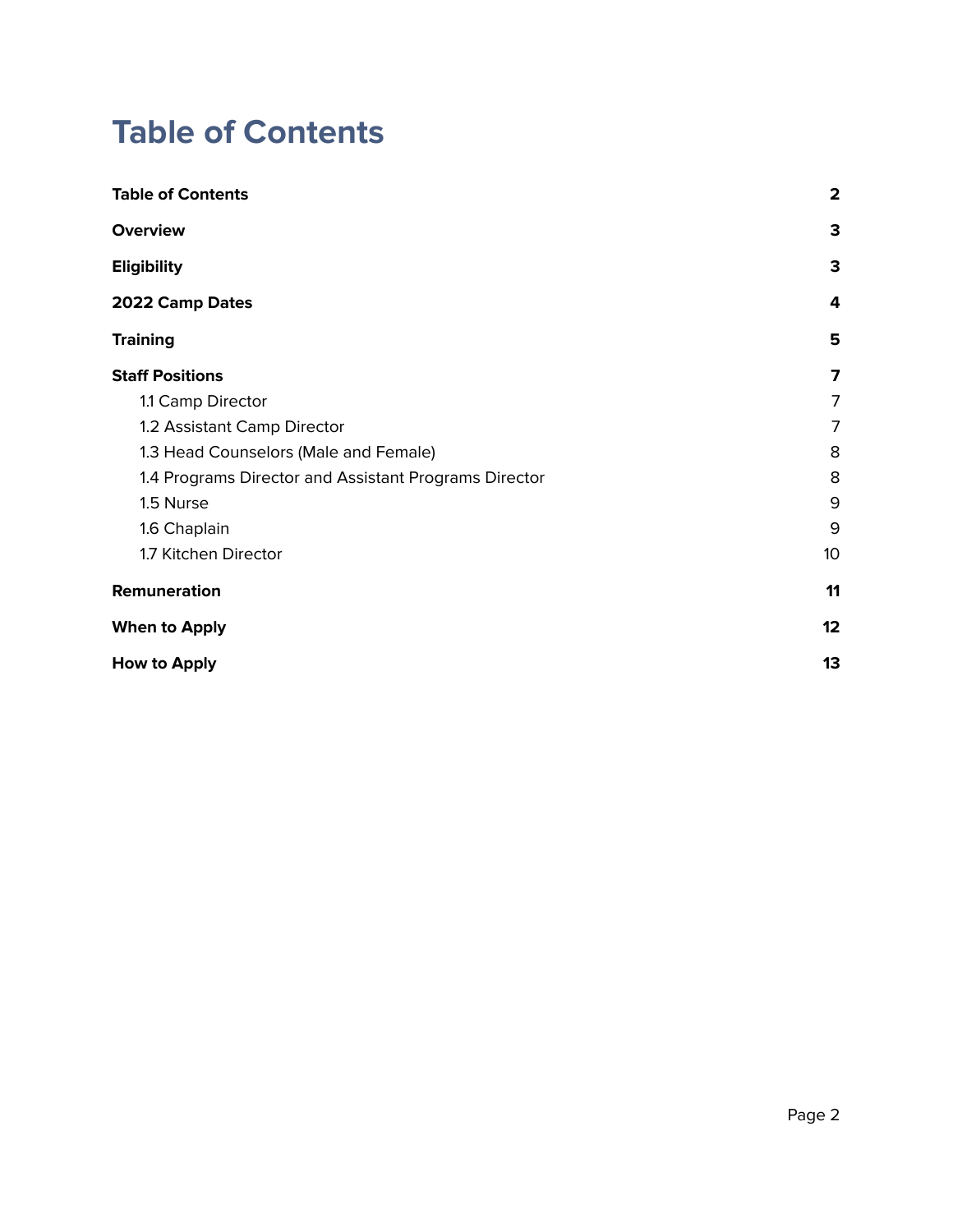# Table of Contents

| | |
|---|---|
| **Table of Contents** | **2** |
| **Overview** | **3** |
| **Eligibility** | **3** |
| **2022 Camp Dates** | **4** |
| **Training** | **5** |
| **Staff Positions** | **7** |
| 1.1 Camp Director | 7 |
| 1.2 Assistant Camp Director | 7 |
| 1.3 Head Counselors (Male and Female) | 8 |
| 1.4 Programs Director and Assistant Programs Director | 8 |
| 1.5 Nurse | 9 |
| 1.6 Chaplain | 9 |
| 1.7 Kitchen Director | 10 |
| **Remuneration** | **11** |
| **When to Apply** | **12** |
| **How to Apply** | **13** |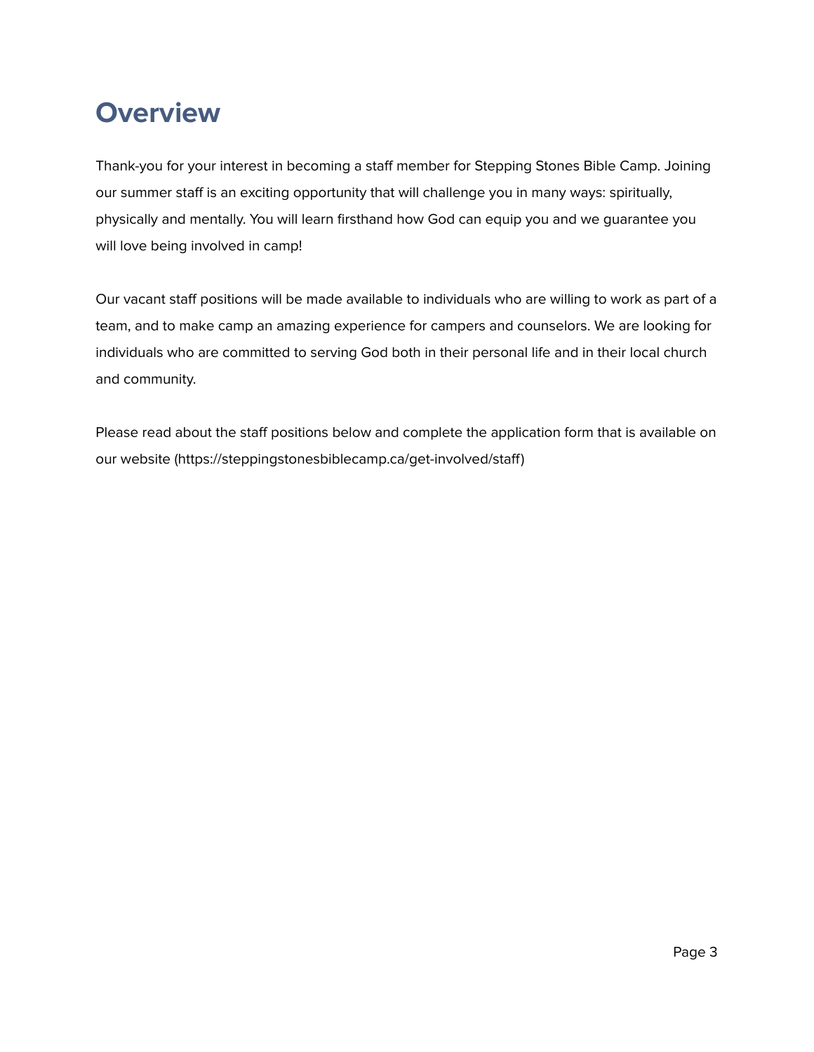# Overview

Thank-you for your interest in becoming a staff member for Stepping Stones Bible Camp. Joining our summer staff is an exciting opportunity that will challenge you in many ways: spiritually, physically and mentally. You will learn firsthand how God can equip you and we guarantee you will love being involved in camp!

Our vacant staff positions will be made available to individuals who are willing to work as part of a team, and to make camp an amazing experience for campers and counselors. We are looking for individuals who are committed to serving God both in their personal life and in their local church and community.

Please read about the staff positions below and complete the application form that is available on our website (https://steppingstonesbiblecamp.ca/get-involved/staff)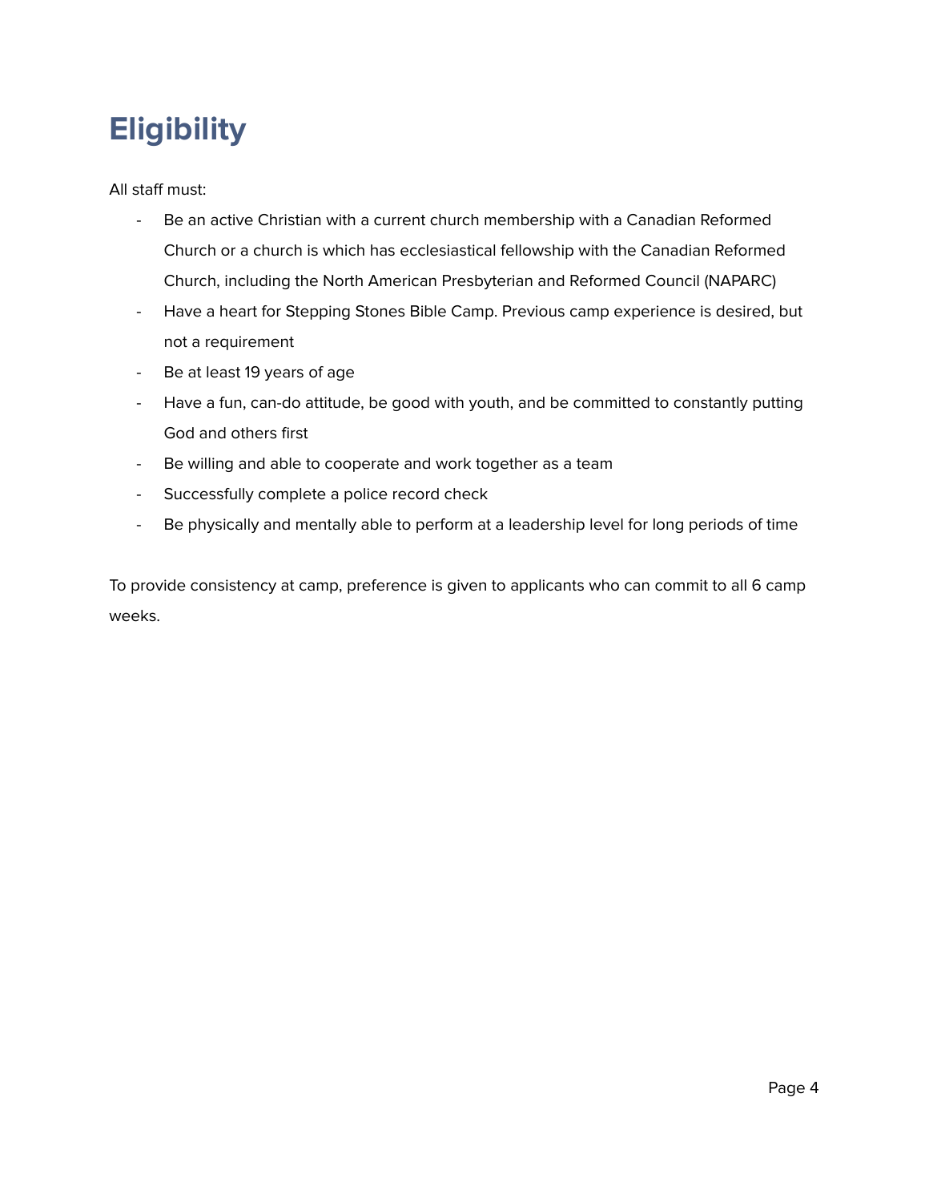# Eligibility

All staff must:

- Be an active Christian with a current church membership with a Canadian Reformed Church or a church is which has ecclesiastical fellowship with the Canadian Reformed Church, including the North American Presbyterian and Reformed Council (NAPARC)
- Have a heart for Stepping Stones Bible Camp. Previous camp experience is desired, but not a requirement
- Be at least 19 years of age
- Have a fun, can-do attitude, be good with youth, and be committed to constantly putting God and others first
- Be willing and able to cooperate and work together as a team
- Successfully complete a police record check
- Be physically and mentally able to perform at a leadership level for long periods of time

To provide consistency at camp, preference is given to applicants who can commit to all 6 camp weeks.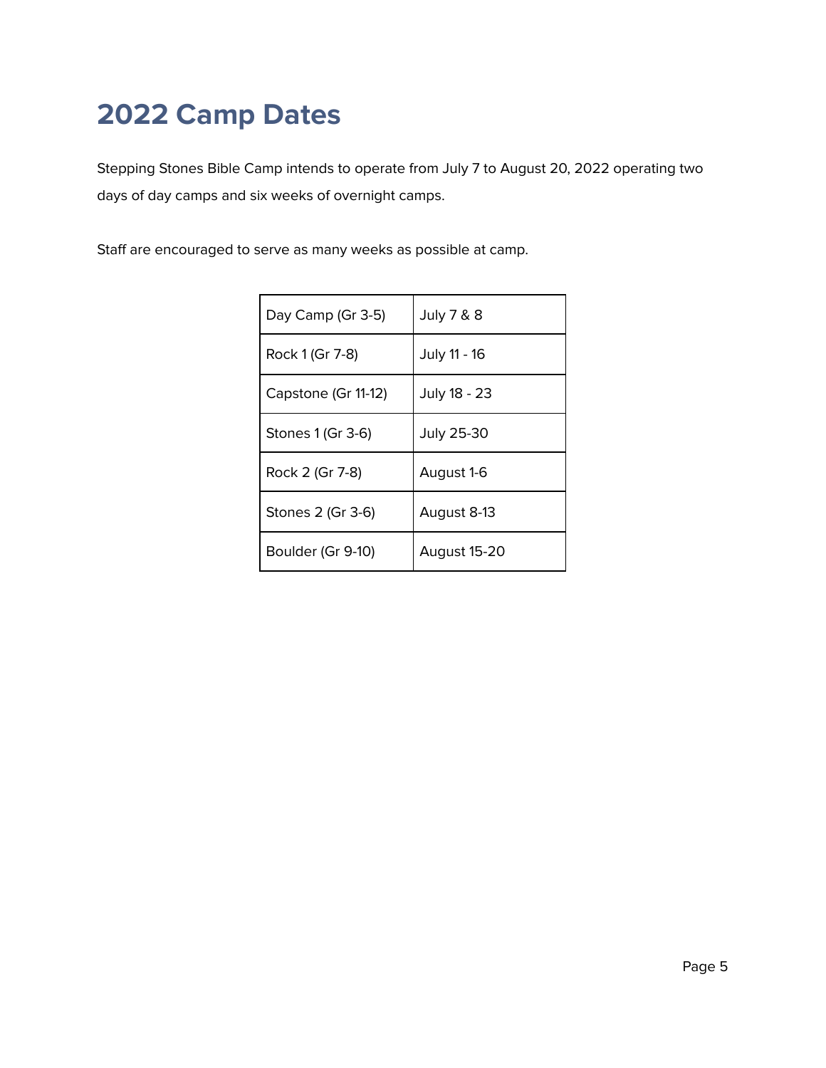# 2022 Camp Dates

Stepping Stones Bible Camp intends to operate from July 7 to August 20, 2022 operating two days of day camps and six weeks of overnight camps.

Staff are encouraged to serve as many weeks as possible at camp.

| | |
|---|---|
| Day Camp (Gr 3-5) | July 7 & 8 |
| Rock 1 (Gr 7-8) | July 11 - 16 |
| Capstone (Gr 11-12) | July 18 - 23 |
| Stones 1 (Gr 3-6) | July 25-30 |
| Rock 2 (Gr 7-8) | August 1-6 |
| Stones 2 (Gr 3-6) | August 8-13 |
| Boulder (Gr 9-10) | August 15-20 |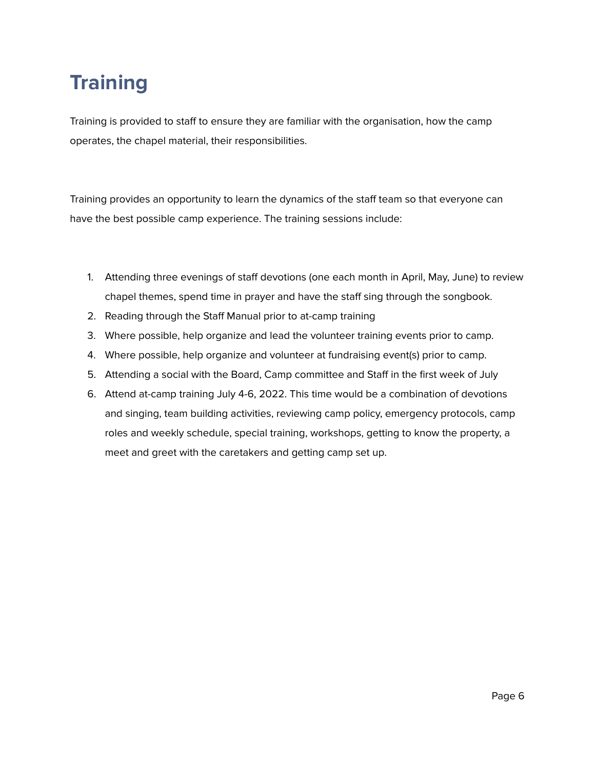# Training

Training is provided to staff to ensure they are familiar with the organisation, how the camp operates, the chapel material, their responsibilities.

Training provides an opportunity to learn the dynamics of the staff team so that everyone can have the best possible camp experience. The training sessions include:

1. Attending three evenings of staff devotions (one each month in April, May, June) to review chapel themes, spend time in prayer and have the staff sing through the songbook.
2. Reading through the Staff Manual prior to at-camp training
3. Where possible, help organize and lead the volunteer training events prior to camp.
4. Where possible, help organize and volunteer at fundraising event(s) prior to camp.
5. Attending a social with the Board, Camp committee and Staff in the first week of July
6. Attend at-camp training July 4-6, 2022. This time would be a combination of devotions and singing, team building activities, reviewing camp policy, emergency protocols, camp roles and weekly schedule, special training, workshops, getting to know the property, a meet and greet with the caretakers and getting camp set up.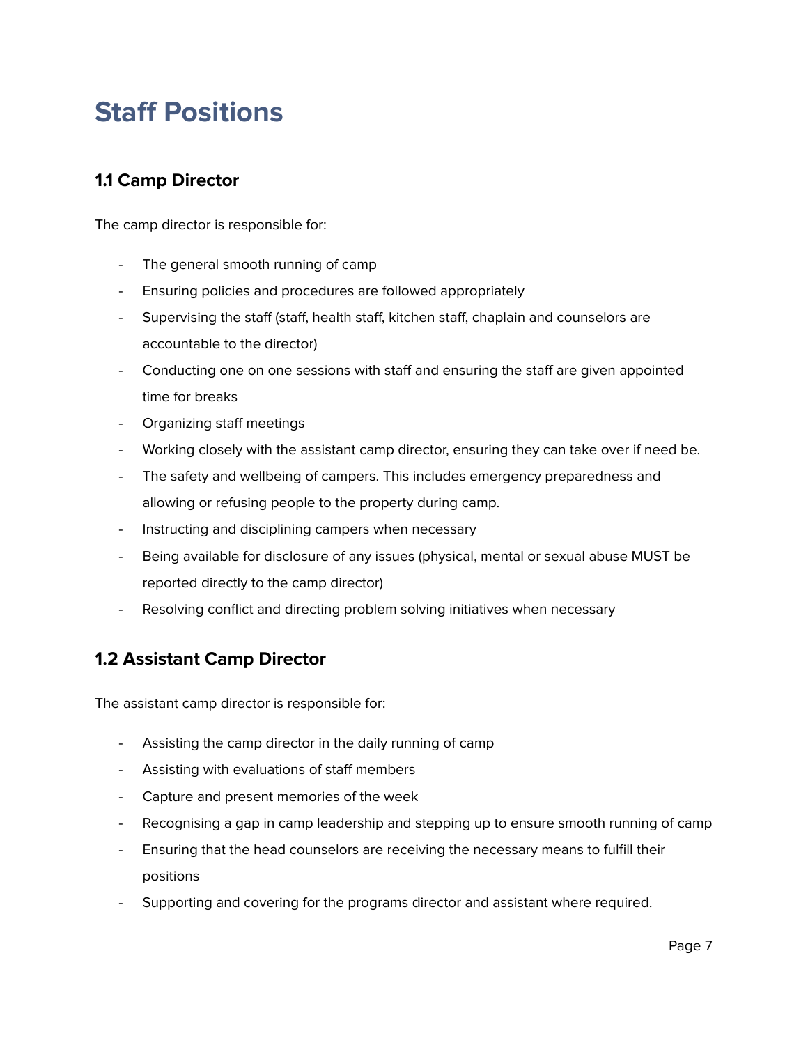# Staff Positions

## 1.1 Camp Director

The camp director is responsible for:

- The general smooth running of camp
- Ensuring policies and procedures are followed appropriately
- Supervising the staff (staff, health staff, kitchen staff, chaplain and counselors are accountable to the director)
- Conducting one on one sessions with staff and ensuring the staff are given appointed time for breaks
- Organizing staff meetings
- Working closely with the assistant camp director, ensuring they can take over if need be.
- The safety and wellbeing of campers. This includes emergency preparedness and allowing or refusing people to the property during camp.
- Instructing and disciplining campers when necessary
- Being available for disclosure of any issues (physical, mental or sexual abuse MUST be reported directly to the camp director)
- Resolving conflict and directing problem solving initiatives when necessary

## 1.2 Assistant Camp Director

The assistant camp director is responsible for:

- Assisting the camp director in the daily running of camp
- Assisting with evaluations of staff members
- Capture and present memories of the week
- Recognising a gap in camp leadership and stepping up to ensure smooth running of camp
- Ensuring that the head counselors are receiving the necessary means to fulfill their positions
- Supporting and covering for the programs director and assistant where required.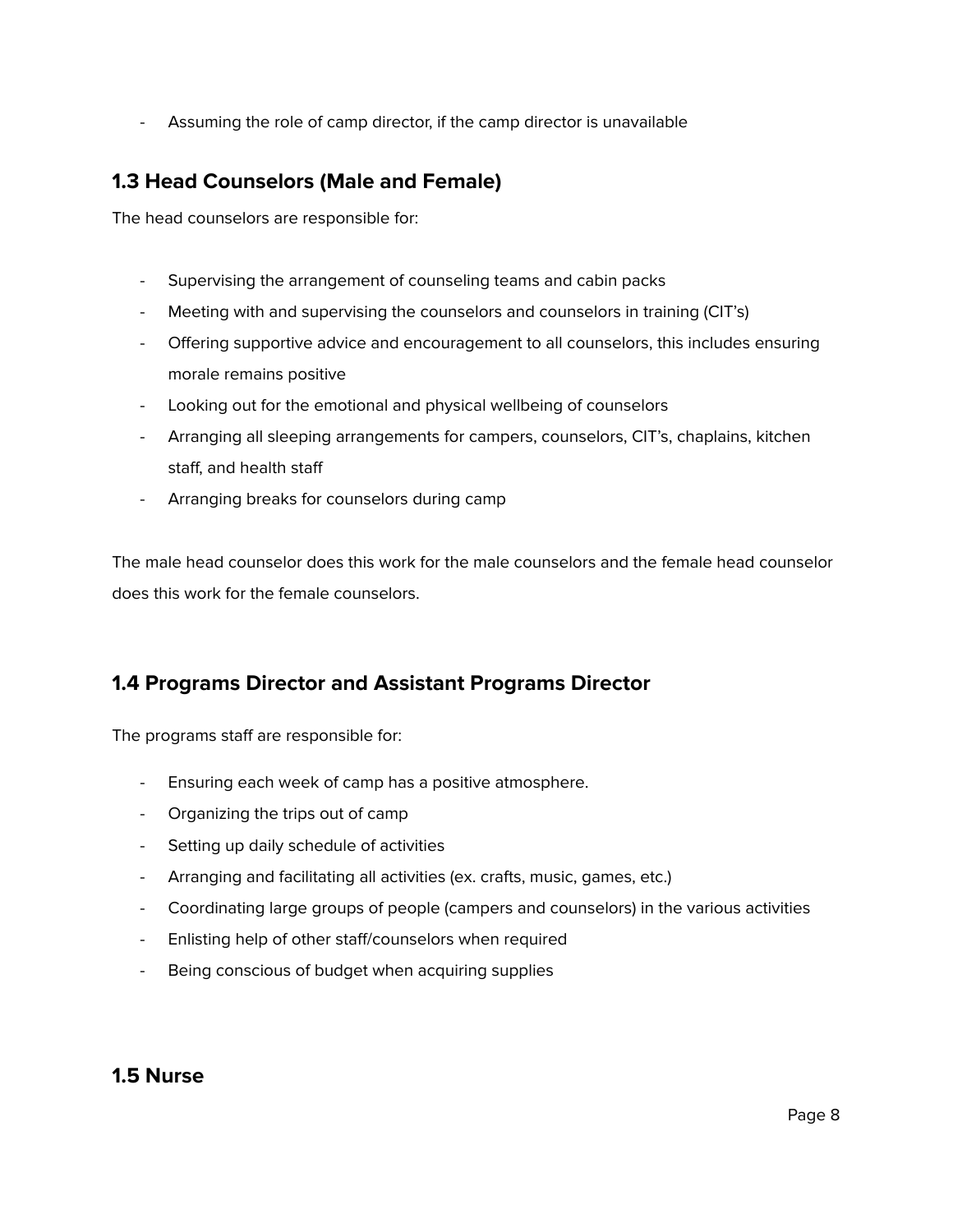- Assuming the role of camp director, if the camp director is unavailable

## 1.3 Head Counselors (Male and Female)

The head counselors are responsible for:

- Supervising the arrangement of counseling teams and cabin packs
- Meeting with and supervising the counselors and counselors in training (CIT's)
- Offering supportive advice and encouragement to all counselors, this includes ensuring morale remains positive
- Looking out for the emotional and physical wellbeing of counselors
- Arranging all sleeping arrangements for campers, counselors, CIT's, chaplains, kitchen staff, and health staff
- Arranging breaks for counselors during camp

The male head counselor does this work for the male counselors and the female head counselor does this work for the female counselors.

## 1.4 Programs Director and Assistant Programs Director

The programs staff are responsible for:

- Ensuring each week of camp has a positive atmosphere.
- Organizing the trips out of camp
- Setting up daily schedule of activities
- Arranging and facilitating all activities (ex. crafts, music, games, etc.)
- Coordinating large groups of people (campers and counselors) in the various activities
- Enlisting help of other staff/counselors when required
- Being conscious of budget when acquiring supplies

## 1.5 Nurse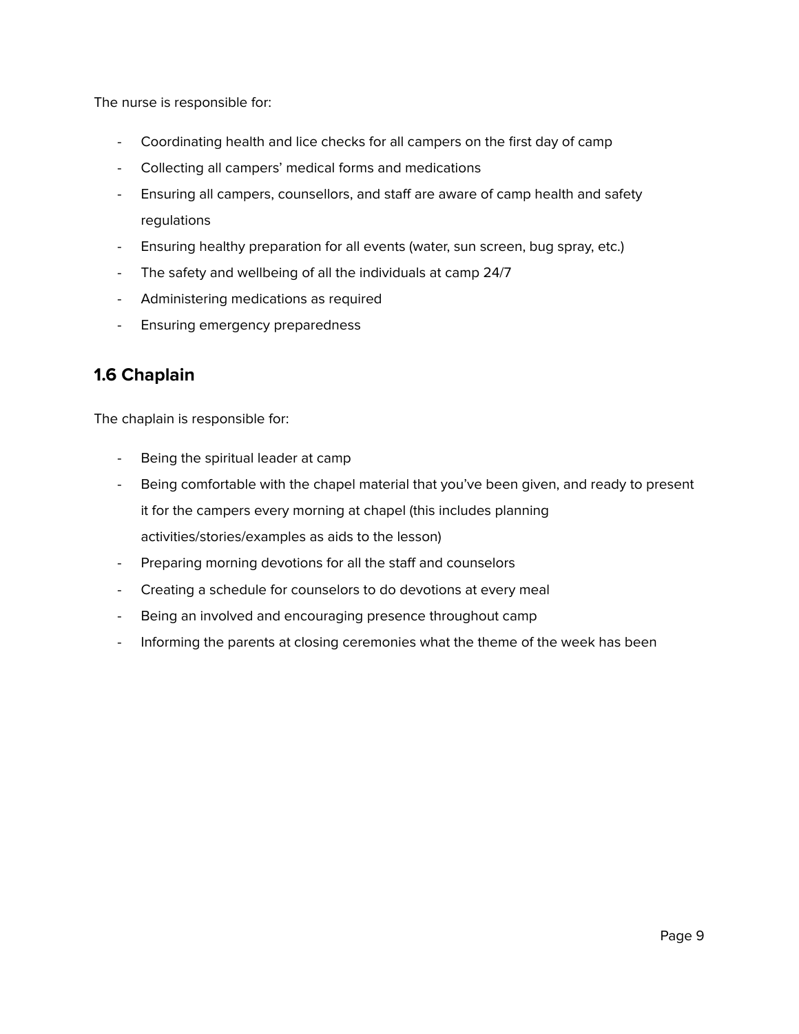The nurse is responsible for:

- Coordinating health and lice checks for all campers on the first day of camp
- Collecting all campers' medical forms and medications
- Ensuring all campers, counsellors, and staff are aware of camp health and safety regulations
- Ensuring healthy preparation for all events (water, sun screen, bug spray, etc.)
- The safety and wellbeing of all the individuals at camp 24/7
- Administering medications as required
- Ensuring emergency preparedness

## 1.6 Chaplain

The chaplain is responsible for:

- Being the spiritual leader at camp
- Being comfortable with the chapel material that you've been given, and ready to present it for the campers every morning at chapel (this includes planning activities/stories/examples as aids to the lesson)
- Preparing morning devotions for all the staff and counselors
- Creating a schedule for counselors to do devotions at every meal
- Being an involved and encouraging presence throughout camp
- Informing the parents at closing ceremonies what the theme of the week has been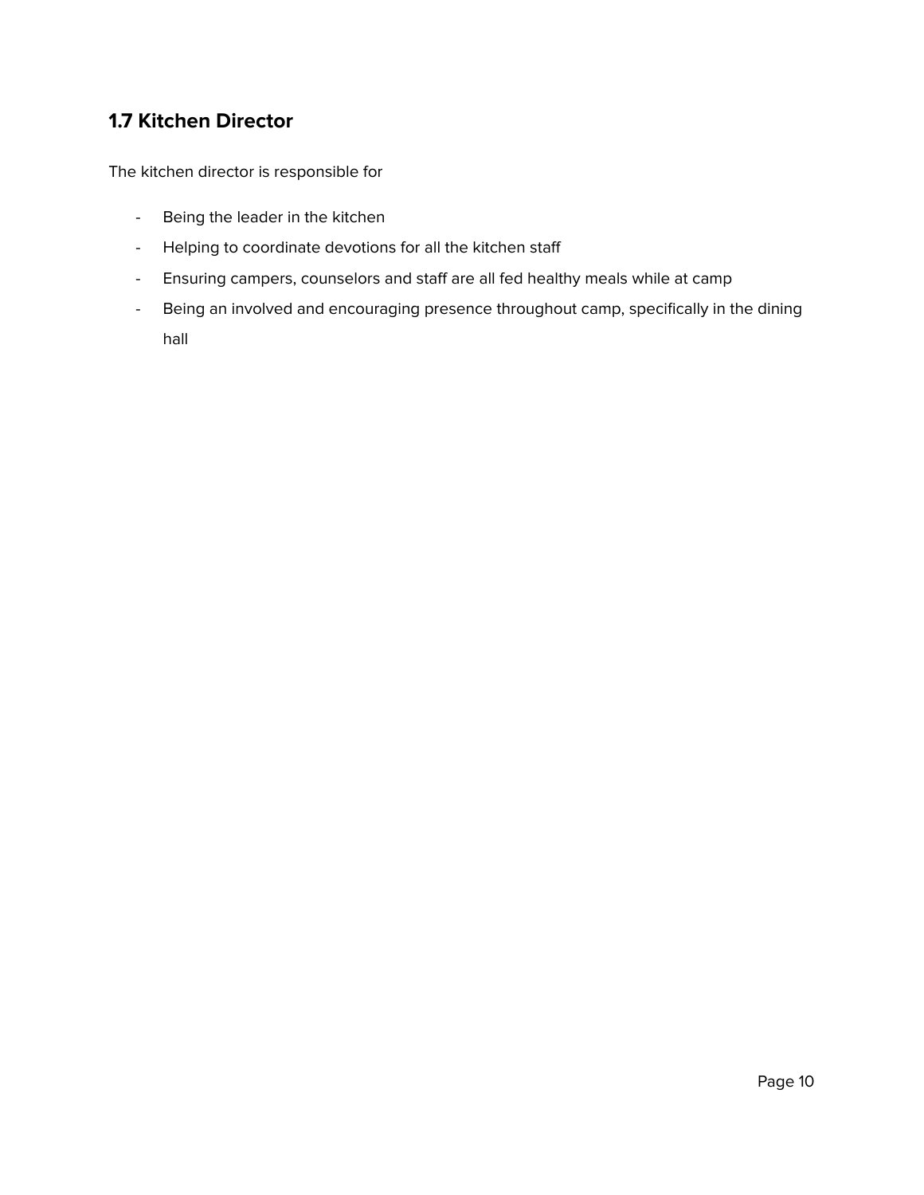## 1.7 Kitchen Director

The kitchen director is responsible for

- Being the leader in the kitchen
- Helping to coordinate devotions for all the kitchen staff
- Ensuring campers, counselors and staff are all fed healthy meals while at camp
- Being an involved and encouraging presence throughout camp, specifically in the dining hall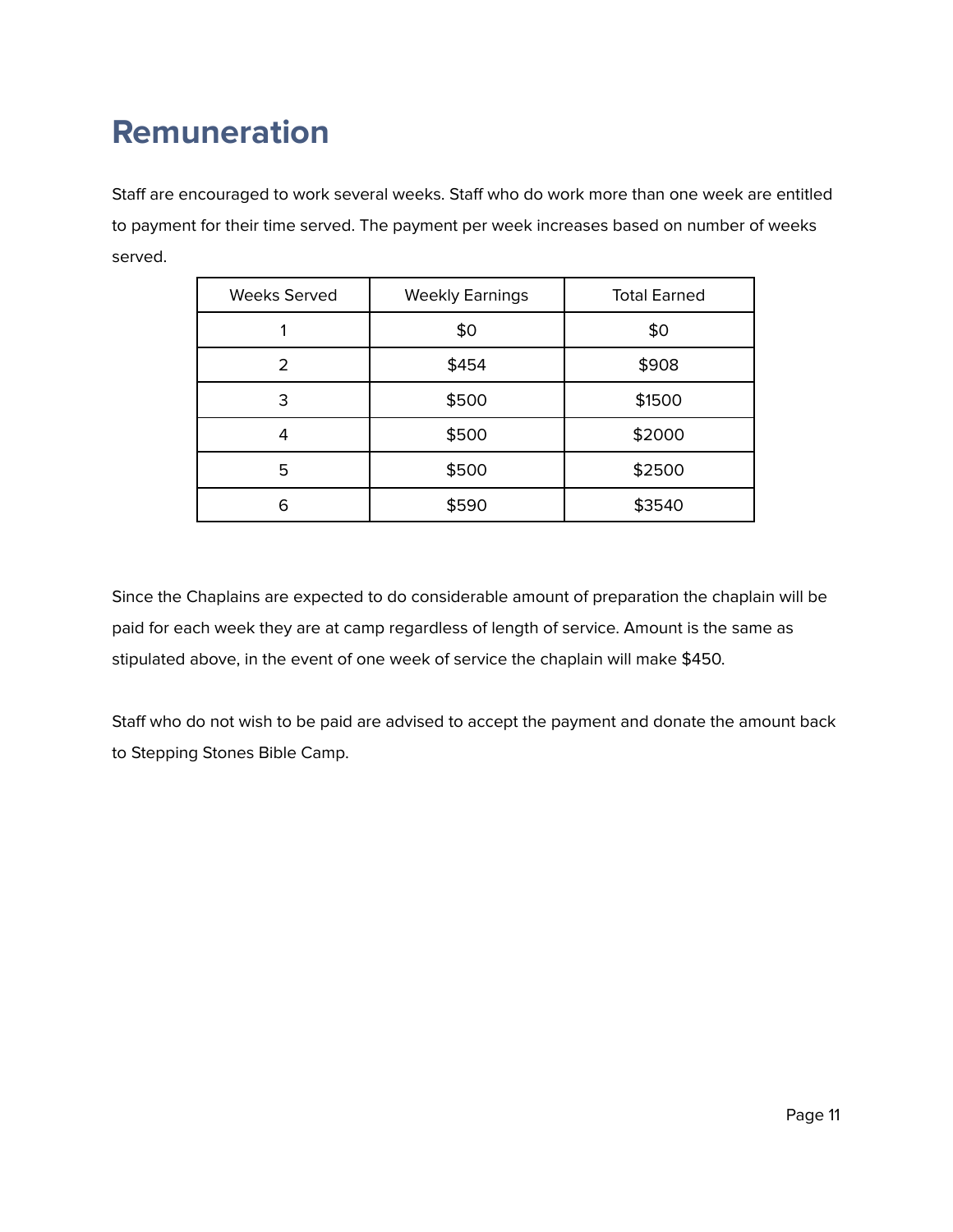# Remuneration

Staff are encouraged to work several weeks. Staff who do work more than one week are entitled to payment for their time served. The payment per week increases based on number of weeks served.

| Weeks Served | Weekly Earnings | Total Earned |
| --- | --- | --- |
| 1 | $0 | $0 |
| 2 | $454 | $908 |
| 3 | $500 | $1500 |
| 4 | $500 | $2000 |
| 5 | $500 | $2500 |
| 6 | $590 | $3540 |

Since the Chaplains are expected to do considerable amount of preparation the chaplain will be paid for each week they are at camp regardless of length of service. Amount is the same as stipulated above, in the event of one week of service the chaplain will make $450.

Staff who do not wish to be paid are advised to accept the payment and donate the amount back to Stepping Stones Bible Camp.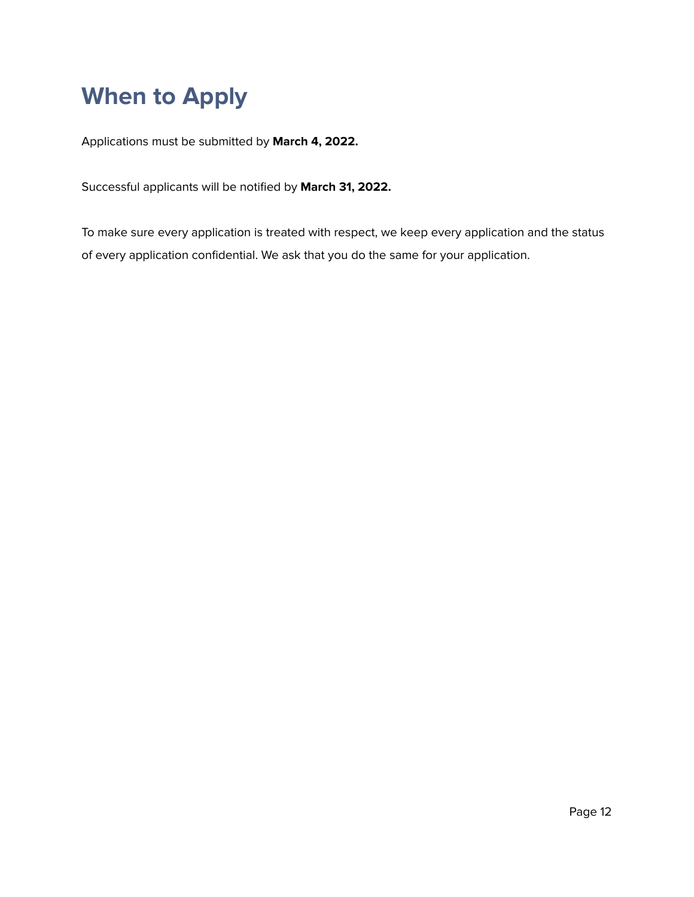# When to Apply

Applications must be submitted by **March 4, 2022.**

Successful applicants will be notified by **March 31, 2022.**

To make sure every application is treated with respect, we keep every application and the status of every application confidential. We ask that you do the same for your application.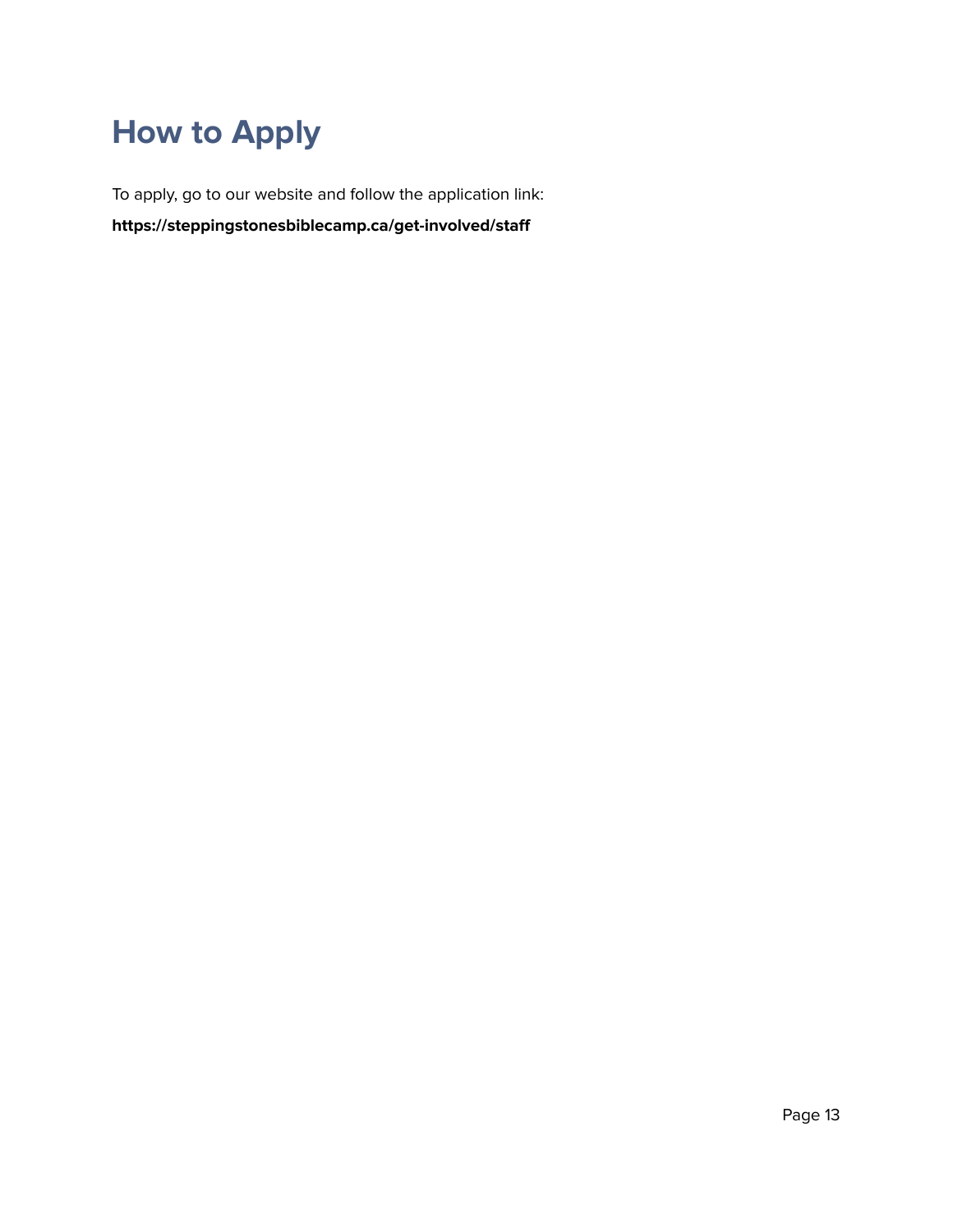# How to Apply

To apply, go to our website and follow the application link:

**https://steppingstonesbiblecamp.ca/get-involved/staff**